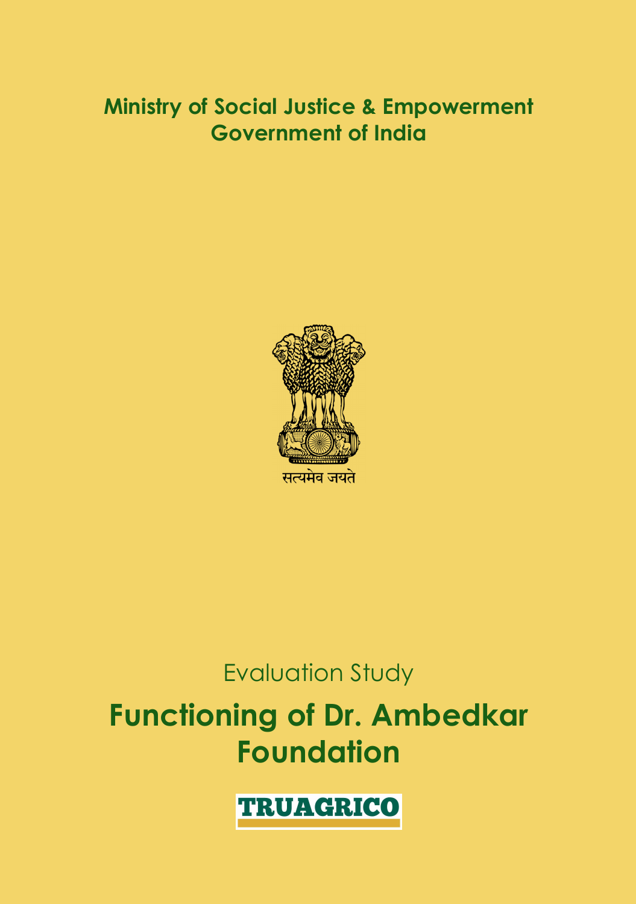**Ministry of Social Justice & Empowerment**
**Government of India**

सत्यमेव जयते

Evaluation Study

# Functioning of Dr. Ambedkar Foundation

TRUAGRICO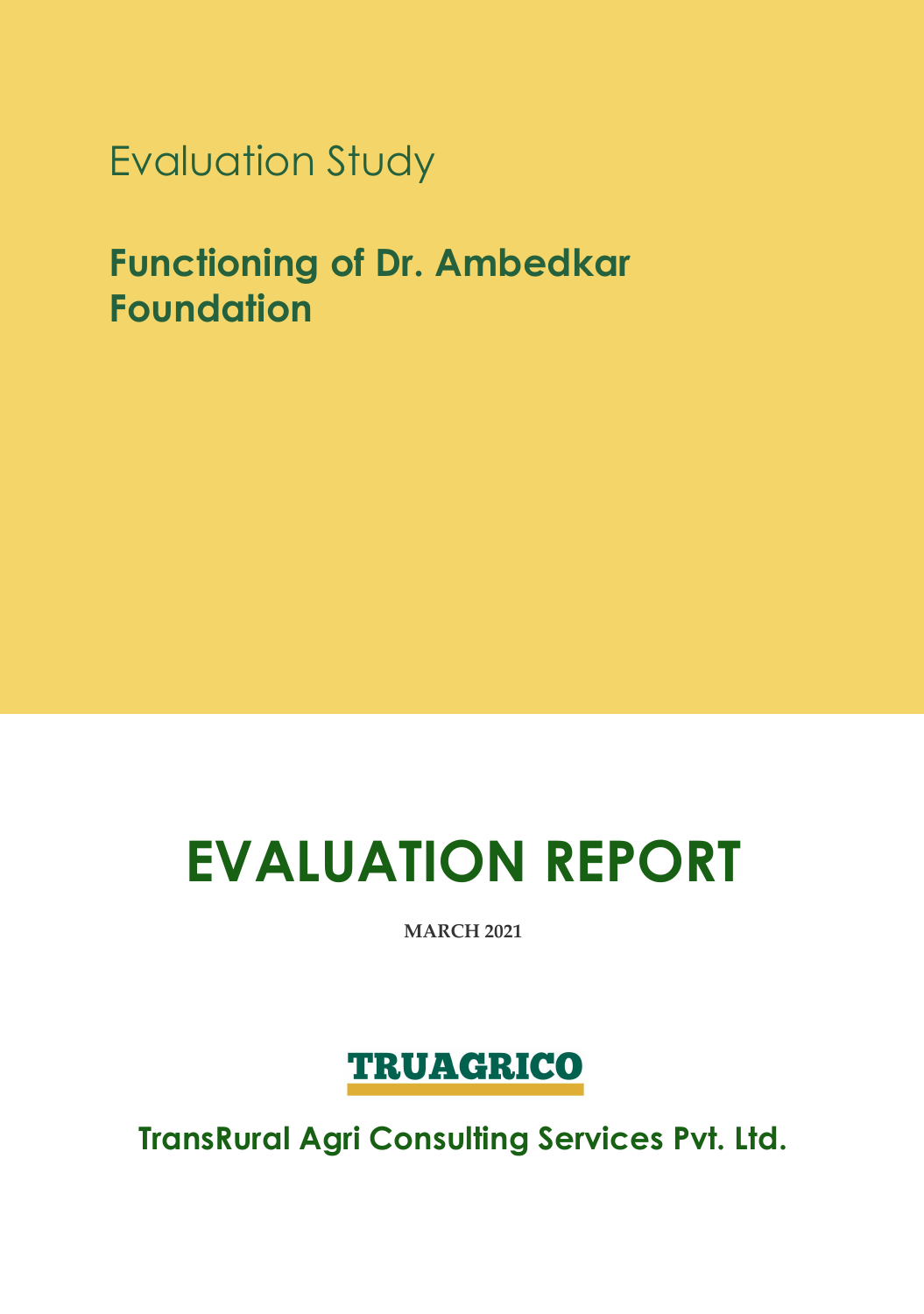Evaluation Study

# Functioning of Dr. Ambedkar Foundation

# EVALUATION REPORT

**MARCH 2021**

**TRUAGRICO**

**TransRural Agri Consulting Services Pvt. Ltd.**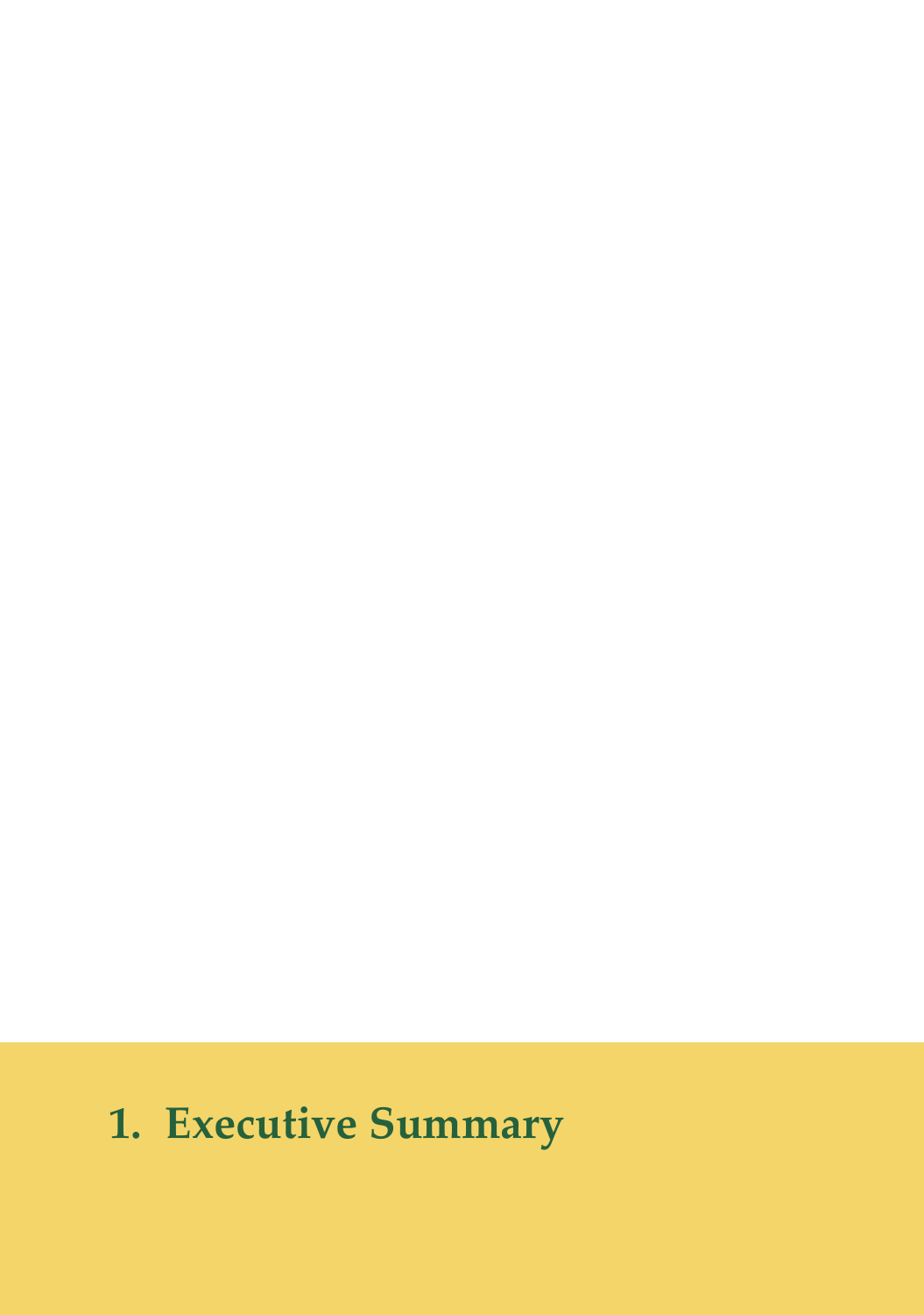# 1. Executive Summary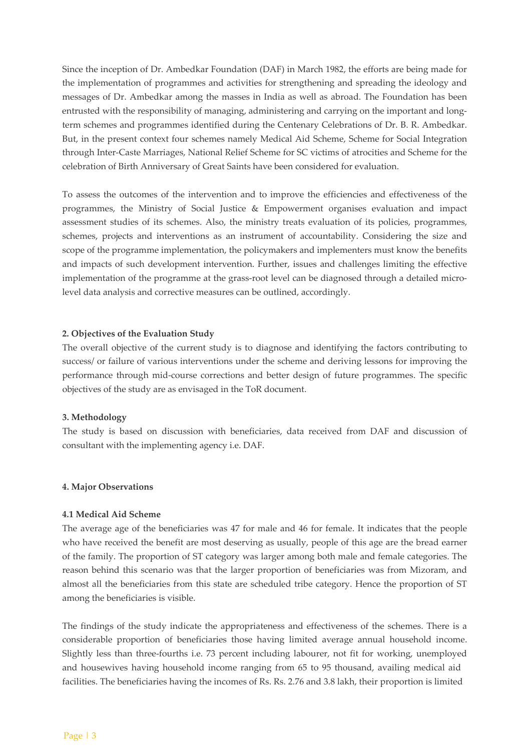Since the inception of Dr. Ambedkar Foundation (DAF) in March 1982, the efforts are being made for the implementation of programmes and activities for strengthening and spreading the ideology and messages of Dr. Ambedkar among the masses in India as well as abroad. The Foundation has been entrusted with the responsibility of managing, administering and carrying on the important and long-term schemes and programmes identified during the Centenary Celebrations of Dr. B. R. Ambedkar. But, in the present context four schemes namely Medical Aid Scheme, Scheme for Social Integration through Inter-Caste Marriages, National Relief Scheme for SC victims of atrocities and Scheme for the celebration of Birth Anniversary of Great Saints have been considered for evaluation.

To assess the outcomes of the intervention and to improve the efficiencies and effectiveness of the programmes, the Ministry of Social Justice & Empowerment organises evaluation and impact assessment studies of its schemes. Also, the ministry treats evaluation of its policies, programmes, schemes, projects and interventions as an instrument of accountability. Considering the size and scope of the programme implementation, the policymakers and implementers must know the benefits and impacts of such development intervention. Further, issues and challenges limiting the effective implementation of the programme at the grass-root level can be diagnosed through a detailed micro-level data analysis and corrective measures can be outlined, accordingly.

### 2. Objectives of the Evaluation Study

The overall objective of the current study is to diagnose and identifying the factors contributing to success/ or failure of various interventions under the scheme and deriving lessons for improving the performance through mid-course corrections and better design of future programmes. The specific objectives of the study are as envisaged in the ToR document.

### 3. Methodology

The study is based on discussion with beneficiaries, data received from DAF and discussion of consultant with the implementing agency i.e. DAF.

### 4. Major Observations

#### 4.1 Medical Aid Scheme

The average age of the beneficiaries was 47 for male and 46 for female. It indicates that the people who have received the benefit are most deserving as usually, people of this age are the bread earner of the family. The proportion of ST category was larger among both male and female categories. The reason behind this scenario was that the larger proportion of beneficiaries was from Mizoram, and almost all the beneficiaries from this state are scheduled tribe category. Hence the proportion of ST among the beneficiaries is visible.

The findings of the study indicate the appropriateness and effectiveness of the schemes. There is a considerable proportion of beneficiaries those having limited average annual household income. Slightly less than three-fourths i.e. 73 percent including labourer, not fit for working, unemployed and housewives having household income ranging from 65 to 95 thousand, availing medical aid facilities. The beneficiaries having the incomes of Rs. Rs. 2.76 and 3.8 lakh, their proportion is limited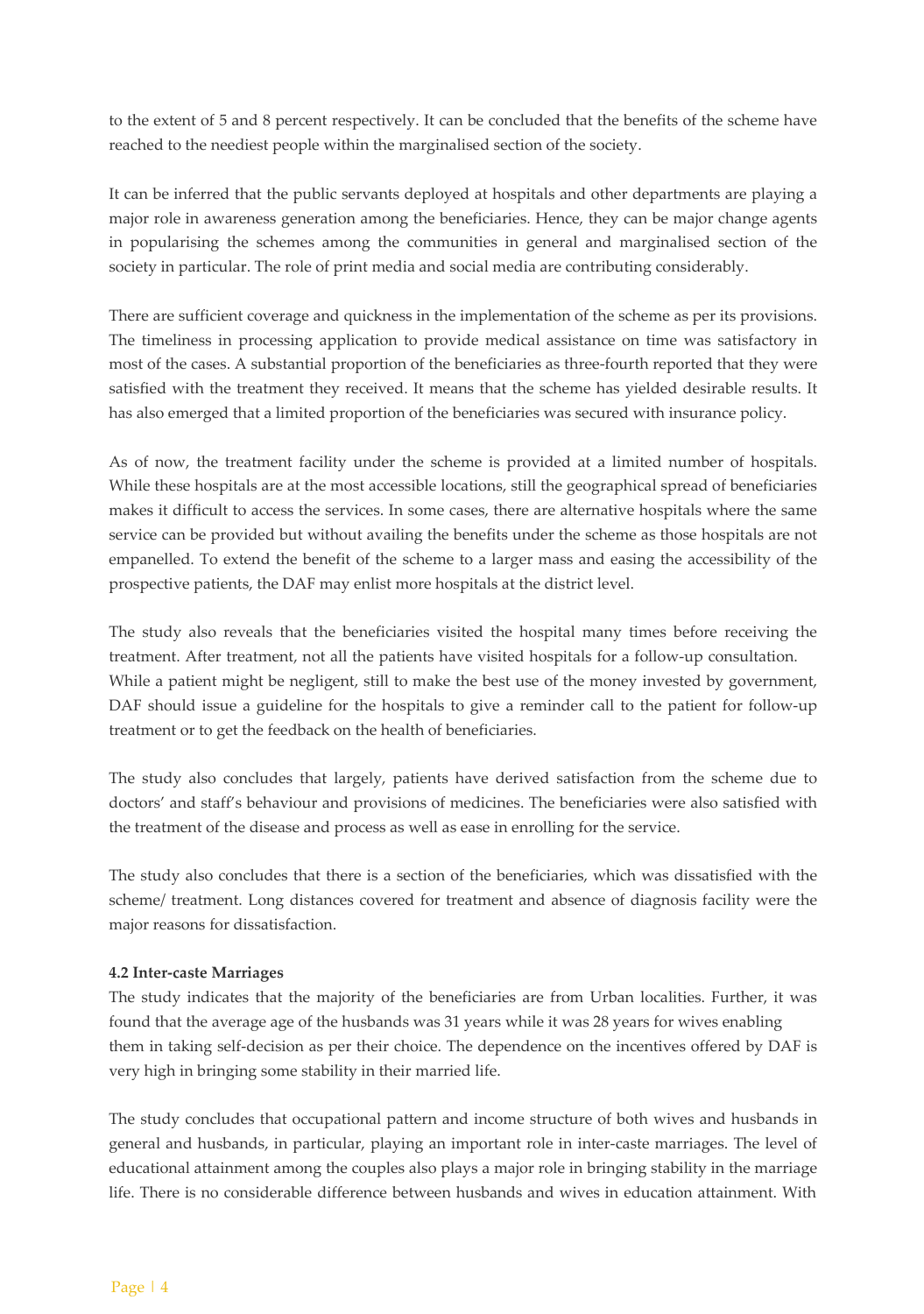to the extent of 5 and 8 percent respectively. It can be concluded that the benefits of the scheme have reached to the neediest people within the marginalised section of the society.

It can be inferred that the public servants deployed at hospitals and other departments are playing a major role in awareness generation among the beneficiaries. Hence, they can be major change agents in popularising the schemes among the communities in general and marginalised section of the society in particular. The role of print media and social media are contributing considerably.

There are sufficient coverage and quickness in the implementation of the scheme as per its provisions. The timeliness in processing application to provide medical assistance on time was satisfactory in most of the cases. A substantial proportion of the beneficiaries as three-fourth reported that they were satisfied with the treatment they received. It means that the scheme has yielded desirable results. It has also emerged that a limited proportion of the beneficiaries was secured with insurance policy.

As of now, the treatment facility under the scheme is provided at a limited number of hospitals. While these hospitals are at the most accessible locations, still the geographical spread of beneficiaries makes it difficult to access the services. In some cases, there are alternative hospitals where the same service can be provided but without availing the benefits under the scheme as those hospitals are not empanelled. To extend the benefit of the scheme to a larger mass and easing the accessibility of the prospective patients, the DAF may enlist more hospitals at the district level.

The study also reveals that the beneficiaries visited the hospital many times before receiving the treatment. After treatment, not all the patients have visited hospitals for a follow-up consultation. While a patient might be negligent, still to make the best use of the money invested by government, DAF should issue a guideline for the hospitals to give a reminder call to the patient for follow-up treatment or to get the feedback on the health of beneficiaries.

The study also concludes that largely, patients have derived satisfaction from the scheme due to doctors' and staff's behaviour and provisions of medicines. The beneficiaries were also satisfied with the treatment of the disease and process as well as ease in enrolling for the service.

The study also concludes that there is a section of the beneficiaries, which was dissatisfied with the scheme/ treatment. Long distances covered for treatment and absence of diagnosis facility were the major reasons for dissatisfaction.

**4.2 Inter-caste Marriages**

The study indicates that the majority of the beneficiaries are from Urban localities. Further, it was found that the average age of the husbands was 31 years while it was 28 years for wives enabling them in taking self-decision as per their choice. The dependence on the incentives offered by DAF is very high in bringing some stability in their married life.

The study concludes that occupational pattern and income structure of both wives and husbands in general and husbands, in particular, playing an important role in inter-caste marriages. The level of educational attainment among the couples also plays a major role in bringing stability in the marriage life. There is no considerable difference between husbands and wives in education attainment. With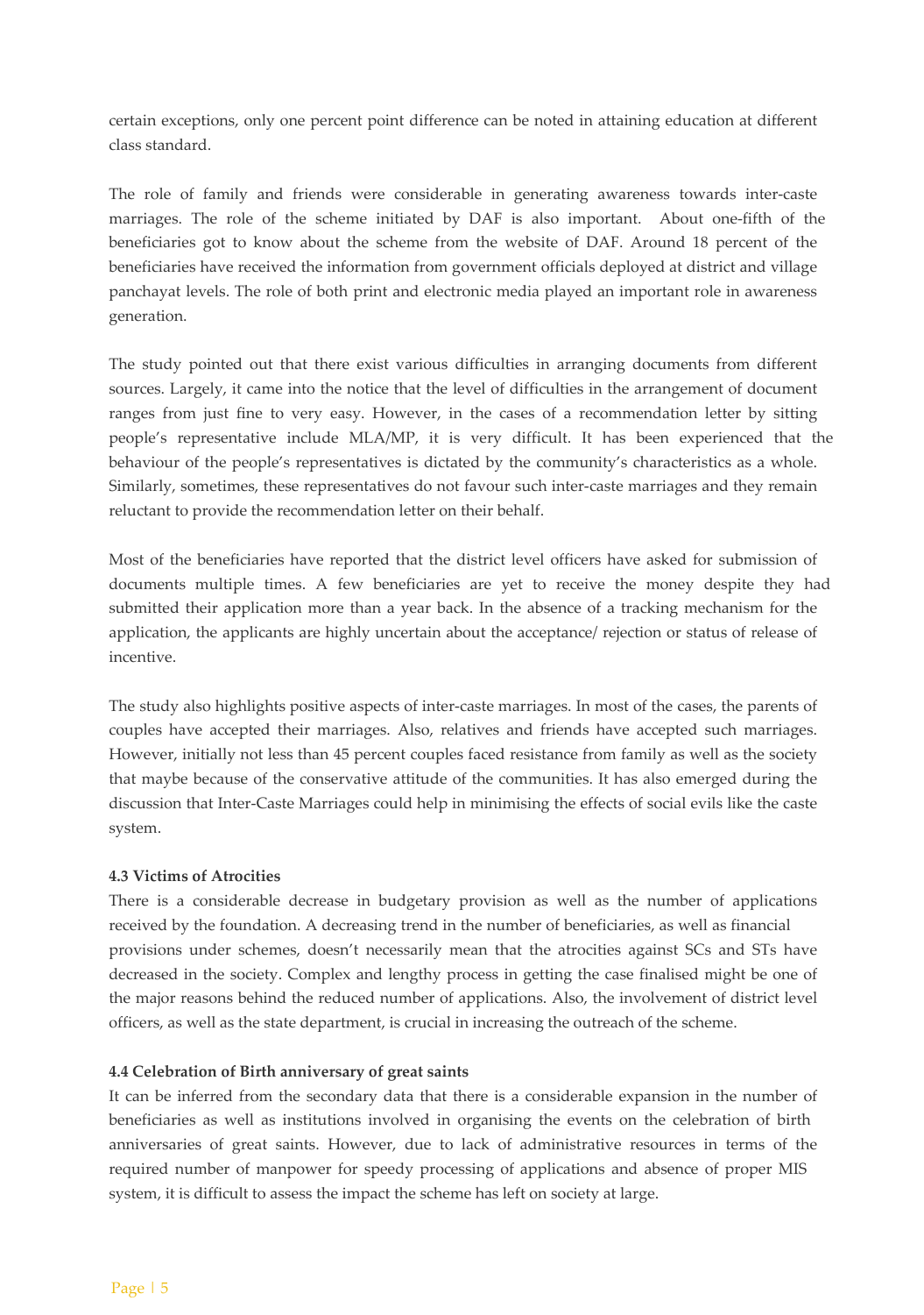certain exceptions, only one percent point difference can be noted in attaining education at different class standard.

The role of family and friends were considerable in generating awareness towards inter-caste marriages. The role of the scheme initiated by DAF is also important. About one-fifth of the beneficiaries got to know about the scheme from the website of DAF. Around 18 percent of the beneficiaries have received the information from government officials deployed at district and village panchayat levels. The role of both print and electronic media played an important role in awareness generation.

The study pointed out that there exist various difficulties in arranging documents from different sources. Largely, it came into the notice that the level of difficulties in the arrangement of document ranges from just fine to very easy. However, in the cases of a recommendation letter by sitting people's representative include MLA/MP, it is very difficult. It has been experienced that the behaviour of the people's representatives is dictated by the community's characteristics as a whole. Similarly, sometimes, these representatives do not favour such inter-caste marriages and they remain reluctant to provide the recommendation letter on their behalf.

Most of the beneficiaries have reported that the district level officers have asked for submission of documents multiple times. A few beneficiaries are yet to receive the money despite they had submitted their application more than a year back. In the absence of a tracking mechanism for the application, the applicants are highly uncertain about the acceptance/ rejection or status of release of incentive.

The study also highlights positive aspects of inter-caste marriages. In most of the cases, the parents of couples have accepted their marriages. Also, relatives and friends have accepted such marriages. However, initially not less than 45 percent couples faced resistance from family as well as the society that maybe because of the conservative attitude of the communities. It has also emerged during the discussion that Inter-Caste Marriages could help in minimising the effects of social evils like the caste system.

**4.3 Victims of Atrocities**

There is a considerable decrease in budgetary provision as well as the number of applications received by the foundation. A decreasing trend in the number of beneficiaries, as well as financial provisions under schemes, doesn't necessarily mean that the atrocities against SCs and STs have decreased in the society. Complex and lengthy process in getting the case finalised might be one of the major reasons behind the reduced number of applications. Also, the involvement of district level officers, as well as the state department, is crucial in increasing the outreach of the scheme.

**4.4 Celebration of Birth anniversary of great saints**

It can be inferred from the secondary data that there is a considerable expansion in the number of beneficiaries as well as institutions involved in organising the events on the celebration of birth anniversaries of great saints. However, due to lack of administrative resources in terms of the required number of manpower for speedy processing of applications and absence of proper MIS system, it is difficult to assess the impact the scheme has left on society at large.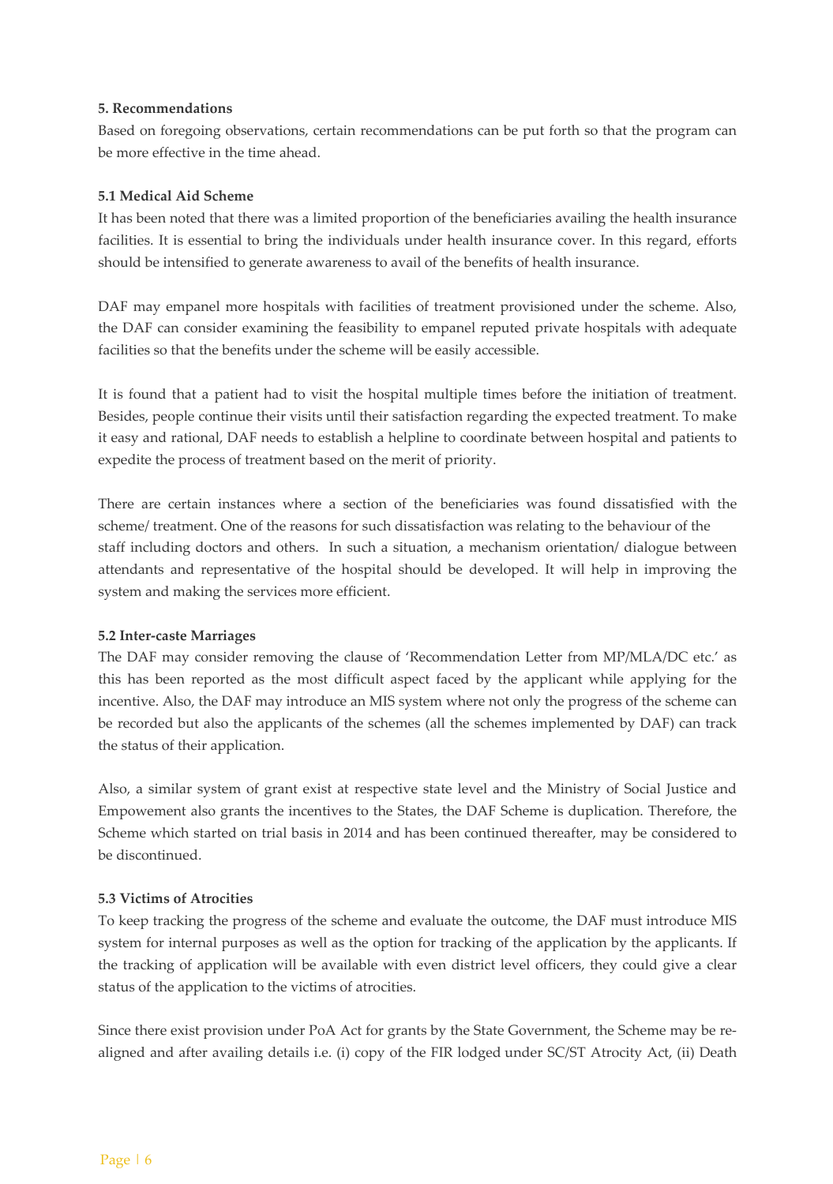### 5. Recommendations

Based on foregoing observations, certain recommendations can be put forth so that the program can be more effective in the time ahead.

#### 5.1 Medical Aid Scheme

It has been noted that there was a limited proportion of the beneficiaries availing the health insurance facilities. It is essential to bring the individuals under health insurance cover. In this regard, efforts should be intensified to generate awareness to avail of the benefits of health insurance.

DAF may empanel more hospitals with facilities of treatment provisioned under the scheme. Also, the DAF can consider examining the feasibility to empanel reputed private hospitals with adequate facilities so that the benefits under the scheme will be easily accessible.

It is found that a patient had to visit the hospital multiple times before the initiation of treatment. Besides, people continue their visits until their satisfaction regarding the expected treatment. To make it easy and rational, DAF needs to establish a helpline to coordinate between hospital and patients to expedite the process of treatment based on the merit of priority.

There are certain instances where a section of the beneficiaries was found dissatisfied with the scheme/ treatment. One of the reasons for such dissatisfaction was relating to the behaviour of the staff including doctors and others. In such a situation, a mechanism orientation/ dialogue between attendants and representative of the hospital should be developed. It will help in improving the system and making the services more efficient.

#### 5.2 Inter-caste Marriages

The DAF may consider removing the clause of 'Recommendation Letter from MP/MLA/DC etc.' as this has been reported as the most difficult aspect faced by the applicant while applying for the incentive. Also, the DAF may introduce an MIS system where not only the progress of the scheme can be recorded but also the applicants of the schemes (all the schemes implemented by DAF) can track the status of their application.

Also, a similar system of grant exist at respective state level and the Ministry of Social Justice and Empowement also grants the incentives to the States, the DAF Scheme is duplication. Therefore, the Scheme which started on trial basis in 2014 and has been continued thereafter, may be considered to be discontinued.

#### 5.3 Victims of Atrocities

To keep tracking the progress of the scheme and evaluate the outcome, the DAF must introduce MIS system for internal purposes as well as the option for tracking of the application by the applicants. If the tracking of application will be available with even district level officers, they could give a clear status of the application to the victims of atrocities.

Since there exist provision under PoA Act for grants by the State Government, the Scheme may be re-aligned and after availing details i.e. (i) copy of the FIR lodged under SC/ST Atrocity Act, (ii) Death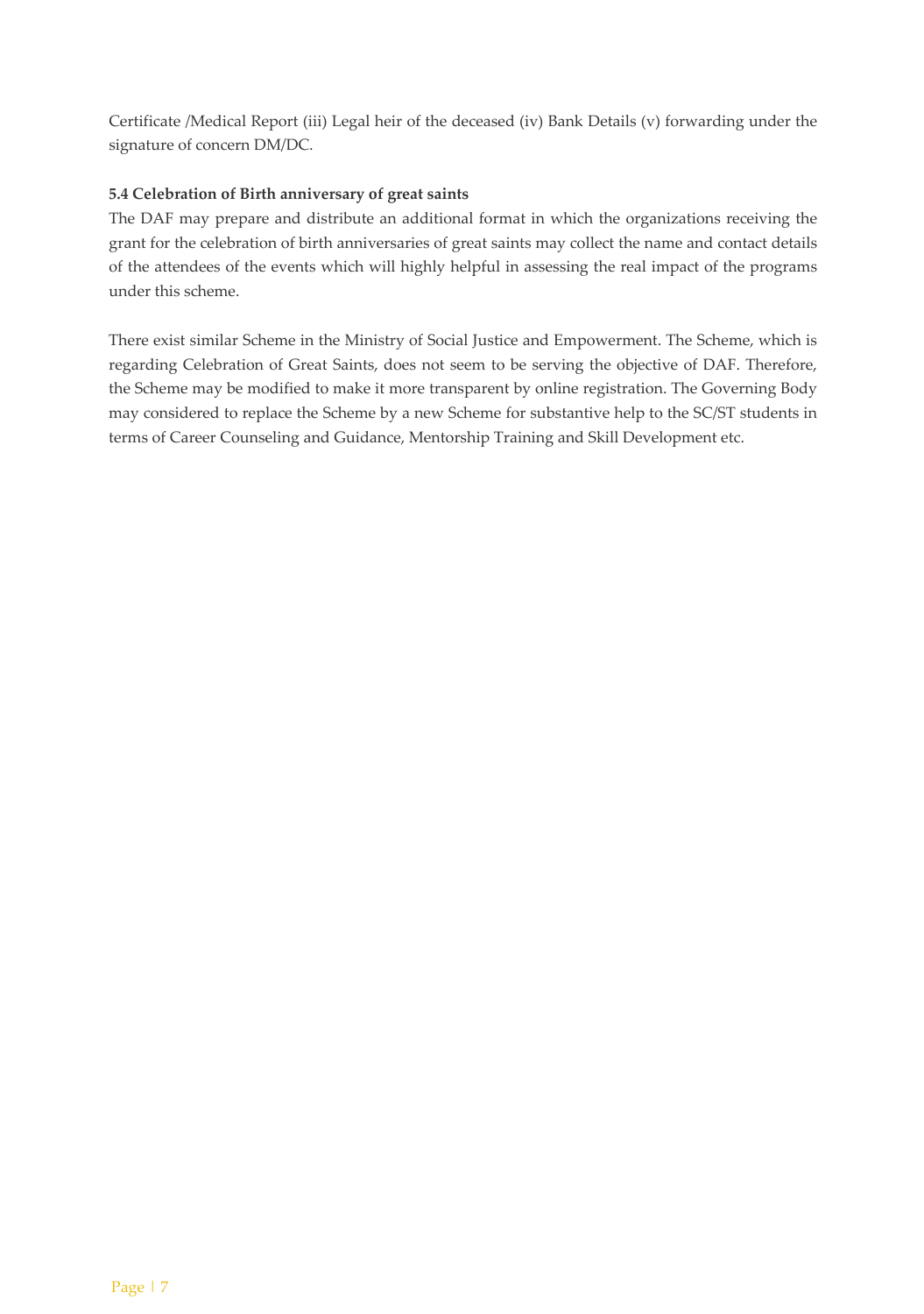Certificate /Medical Report (iii) Legal heir of the deceased (iv) Bank Details (v) forwarding under the signature of concern DM/DC.

**5.4 Celebration of Birth anniversary of great saints**

The DAF may prepare and distribute an additional format in which the organizations receiving the grant for the celebration of birth anniversaries of great saints may collect the name and contact details of the attendees of the events which will highly helpful in assessing the real impact of the programs under this scheme.

There exist similar Scheme in the Ministry of Social Justice and Empowerment. The Scheme, which is regarding Celebration of Great Saints, does not seem to be serving the objective of DAF. Therefore, the Scheme may be modified to make it more transparent by online registration. The Governing Body may considered to replace the Scheme by a new Scheme for substantive help to the SC/ST students in terms of Career Counseling and Guidance, Mentorship Training and Skill Development etc.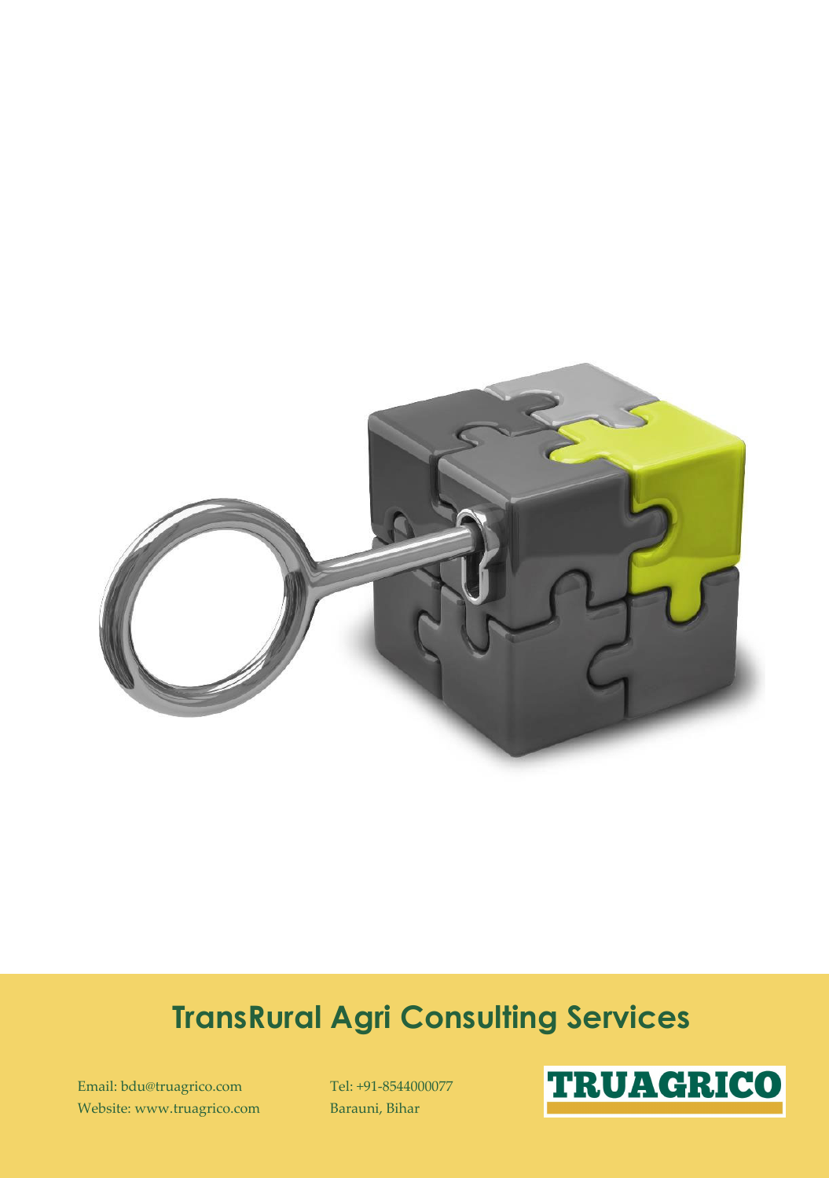## TransRural Agri Consulting Services

Email: bdu@truagrico.com
Website: www.truagrico.com

Tel: +91-8544000077
Barauni, Bihar

TRUAGRICO